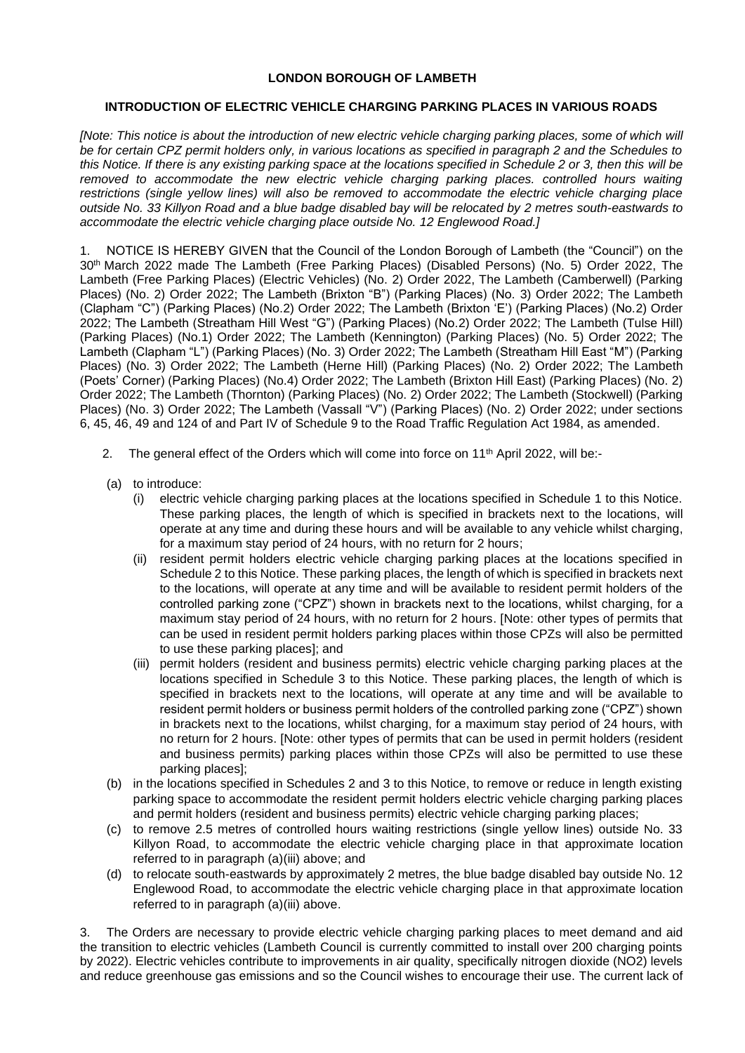**LONDON BOROUGH OF LAMBETH**

**INTRODUCTION OF ELECTRIC VEHICLE CHARGING PARKING PLACES IN VARIOUS ROADS**

*[Note: This notice is about the introduction of new electric vehicle charging parking places, some of which will be for certain CPZ permit holders only, in various locations as specified in paragraph 2 and the Schedules to this Notice. If there is any existing parking space at the locations specified in Schedule 2 or 3, then this will be removed to accommodate the new electric vehicle charging parking places. controlled hours waiting restrictions (single yellow lines) will also be removed to accommodate the electric vehicle charging place outside No. 33 Killyon Road and a blue badge disabled bay will be relocated by 2 metres south-eastwards to accommodate the electric vehicle charging place outside No. 12 Englewood Road.]*

1. NOTICE IS HEREBY GIVEN that the Council of the London Borough of Lambeth (the "Council") on the 30th March 2022 made The Lambeth (Free Parking Places) (Disabled Persons) (No. 5) Order 2022, The Lambeth (Free Parking Places) (Electric Vehicles) (No. 2) Order 2022, The Lambeth (Camberwell) (Parking Places) (No. 2) Order 2022; The Lambeth (Brixton "B") (Parking Places) (No. 3) Order 2022; The Lambeth (Clapham "C") (Parking Places) (No.2) Order 2022; The Lambeth (Brixton 'E') (Parking Places) (No.2) Order 2022; The Lambeth (Streatham Hill West "G") (Parking Places) (No.2) Order 2022; The Lambeth (Tulse Hill) (Parking Places) (No.1) Order 2022; The Lambeth (Kennington) (Parking Places) (No. 5) Order 2022; The Lambeth (Clapham "L") (Parking Places) (No. 3) Order 2022; The Lambeth (Streatham Hill East "M") (Parking Places) (No. 3) Order 2022; The Lambeth (Herne Hill) (Parking Places) (No. 2) Order 2022; The Lambeth (Poets' Corner) (Parking Places) (No.4) Order 2022; The Lambeth (Brixton Hill East) (Parking Places) (No. 2) Order 2022; The Lambeth (Thornton) (Parking Places) (No. 2) Order 2022; The Lambeth (Stockwell) (Parking Places) (No. 3) Order 2022; The Lambeth (Vassall "V") (Parking Places) (No. 2) Order 2022; under sections 6, 45, 46, 49 and 124 of and Part IV of Schedule 9 to the Road Traffic Regulation Act 1984, as amended.

2. The general effect of the Orders which will come into force on 11th April 2022, will be:-

(a) to introduce:

(i) electric vehicle charging parking places at the locations specified in Schedule 1 to this Notice. These parking places, the length of which is specified in brackets next to the locations, will operate at any time and during these hours and will be available to any vehicle whilst charging, for a maximum stay period of 24 hours, with no return for 2 hours;

(ii) resident permit holders electric vehicle charging parking places at the locations specified in Schedule 2 to this Notice. These parking places, the length of which is specified in brackets next to the locations, will operate at any time and will be available to resident permit holders of the controlled parking zone ("CPZ") shown in brackets next to the locations, whilst charging, for a maximum stay period of 24 hours, with no return for 2 hours. [Note: other types of permits that can be used in resident permit holders parking places within those CPZs will also be permitted to use these parking places]; and

(iii) permit holders (resident and business permits) electric vehicle charging parking places at the locations specified in Schedule 3 to this Notice. These parking places, the length of which is specified in brackets next to the locations, will operate at any time and will be available to resident permit holders or business permit holders of the controlled parking zone ("CPZ") shown in brackets next to the locations, whilst charging, for a maximum stay period of 24 hours, with no return for 2 hours. [Note: other types of permits that can be used in permit holders (resident and business permits) parking places within those CPZs will also be permitted to use these parking places];

(b) in the locations specified in Schedules 2 and 3 to this Notice, to remove or reduce in length existing parking space to accommodate the resident permit holders electric vehicle charging parking places and permit holders (resident and business permits) electric vehicle charging parking places;

(c) to remove 2.5 metres of controlled hours waiting restrictions (single yellow lines) outside No. 33 Killyon Road, to accommodate the electric vehicle charging place in that approximate location referred to in paragraph (a)(iii) above; and

(d) to relocate south-eastwards by approximately 2 metres, the blue badge disabled bay outside No. 12 Englewood Road, to accommodate the electric vehicle charging place in that approximate location referred to in paragraph (a)(iii) above.

3. The Orders are necessary to provide electric vehicle charging parking places to meet demand and aid the transition to electric vehicles (Lambeth Council is currently committed to install over 200 charging points by 2022). Electric vehicles contribute to improvements in air quality, specifically nitrogen dioxide ($NO_2$) levels and reduce greenhouse gas emissions and so the Council wishes to encourage their use. The current lack of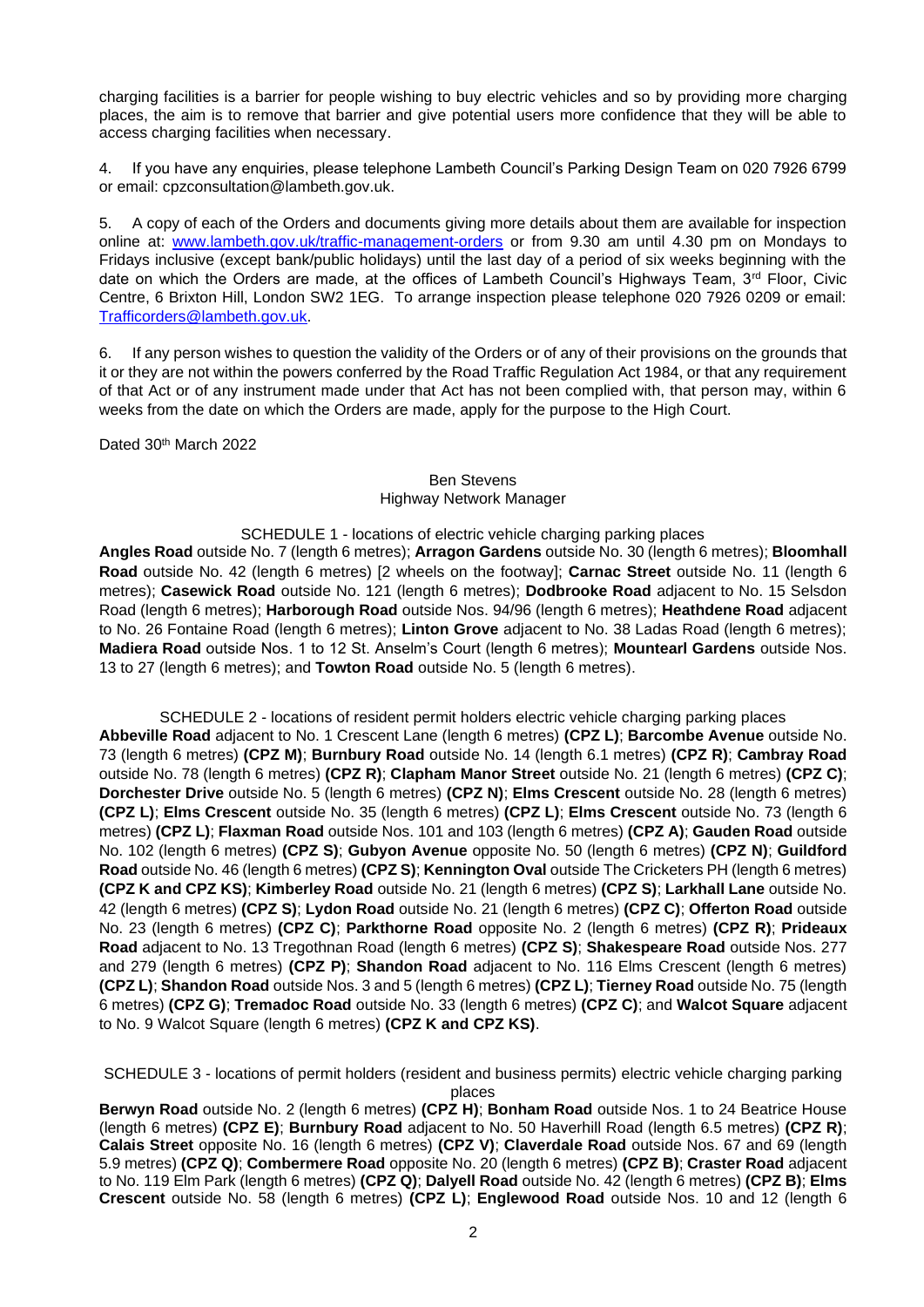charging facilities is a barrier for people wishing to buy electric vehicles and so by providing more charging places, the aim is to remove that barrier and give potential users more confidence that they will be able to access charging facilities when necessary.

4. If you have any enquiries, please telephone Lambeth Council's Parking Design Team on 020 7926 6799 or email: cpzconsultation@lambeth.gov.uk.

5. A copy of each of the Orders and documents giving more details about them are available for inspection online at: [www.lambeth.gov.uk/traffic-management-orders](http://www.lambeth.gov.uk/traffic-management-orders) or from 9.30 am until 4.30 pm on Mondays to Fridays inclusive (except bank/public holidays) until the last day of a period of six weeks beginning with the date on which the Orders are made, at the offices of Lambeth Council's Highways Team, 3rd Floor, Civic Centre, 6 Brixton Hill, London SW2 1EG. To arrange inspection please telephone 020 7926 0209 or email: [Trafficorders@lambeth.gov.uk](mailto:Trafficorders@lambeth.gov.uk).

6. If any person wishes to question the validity of the Orders or of any of their provisions on the grounds that it or they are not within the powers conferred by the Road Traffic Regulation Act 1984, or that any requirement of that Act or of any instrument made under that Act has not been complied with, that person may, within 6 weeks from the date on which the Orders are made, apply for the purpose to the High Court.

Dated 30th March 2022

Ben Stevens
Highway Network Manager

SCHEDULE 1 - locations of electric vehicle charging parking places

**Angles Road** outside No. 7 (length 6 metres); **Arragon Gardens** outside No. 30 (length 6 metres); **Bloomhall Road** outside No. 42 (length 6 metres) [2 wheels on the footway]; **Carnac Street** outside No. 11 (length 6 metres); **Casewick Road** outside No. 121 (length 6 metres); **Dodbrooke Road** adjacent to No. 15 Selsdon Road (length 6 metres); **Harborough Road** outside Nos. 94/96 (length 6 metres); **Heathdene Road** adjacent to No. 26 Fontaine Road (length 6 metres); **Linton Grove** adjacent to No. 38 Ladas Road (length 6 metres); **Madiera Road** outside Nos. 1 to 12 St. Anselm's Court (length 6 metres); **Mountearl Gardens** outside Nos. 13 to 27 (length 6 metres); and **Towton Road** outside No. 5 (length 6 metres).

SCHEDULE 2 - locations of resident permit holders electric vehicle charging parking places

**Abbeville Road** adjacent to No. 1 Crescent Lane (length 6 metres) **(CPZ L)**; **Barcombe Avenue** outside No. 73 (length 6 metres) **(CPZ M)**; **Burnbury Road** outside No. 14 (length 6.1 metres) **(CPZ R)**; **Cambray Road** outside No. 78 (length 6 metres) **(CPZ R)**; **Clapham Manor Street** outside No. 21 (length 6 metres) **(CPZ C)**; **Dorchester Drive** outside No. 5 (length 6 metres) **(CPZ N)**; **Elms Crescent** outside No. 28 (length 6 metres) **(CPZ L)**; **Elms Crescent** outside No. 35 (length 6 metres) **(CPZ L)**; **Elms Crescent** outside No. 73 (length 6 metres) **(CPZ L)**; **Flaxman Road** outside Nos. 101 and 103 (length 6 metres) **(CPZ A)**; **Gauden Road** outside No. 102 (length 6 metres) **(CPZ S)**; **Gubyon Avenue** opposite No. 50 (length 6 metres) **(CPZ N)**; **Guildford Road** outside No. 46 (length 6 metres) **(CPZ S)**; **Kennington Oval** outside The Cricketers PH (length 6 metres) **(CPZ K and CPZ KS)**; **Kimberley Road** outside No. 21 (length 6 metres) **(CPZ S)**; **Larkhall Lane** outside No. 42 (length 6 metres) **(CPZ S)**; **Lydon Road** outside No. 21 (length 6 metres) **(CPZ C)**; **Offerton Road** outside No. 23 (length 6 metres) **(CPZ C)**; **Parkthorne Road** opposite No. 2 (length 6 metres) **(CPZ R)**; **Prideaux Road** adjacent to No. 13 Tregothnan Road (length 6 metres) **(CPZ S)**; **Shakespeare Road** outside Nos. 277 and 279 (length 6 metres) **(CPZ P)**; **Shandon Road** adjacent to No. 116 Elms Crescent (length 6 metres) **(CPZ L)**; **Shandon Road** outside Nos. 3 and 5 (length 6 metres) **(CPZ L)**; **Tierney Road** outside No. 75 (length 6 metres) **(CPZ G)**; **Tremadoc Road** outside No. 33 (length 6 metres) **(CPZ C)**; and **Walcot Square** adjacent to No. 9 Walcot Square (length 6 metres) **(CPZ K and CPZ KS)**.

SCHEDULE 3 - locations of permit holders (resident and business permits) electric vehicle charging parking places

**Berwyn Road** outside No. 2 (length 6 metres) **(CPZ H)**; **Bonham Road** outside Nos. 1 to 24 Beatrice House (length 6 metres) **(CPZ E)**; **Burnbury Road** adjacent to No. 50 Haverhill Road (length 6.5 metres) **(CPZ R)**; **Calais Street** opposite No. 16 (length 6 metres) **(CPZ V)**; **Claverdale Road** outside Nos. 67 and 69 (length 5.9 metres) **(CPZ Q)**; **Combermere Road** opposite No. 20 (length 6 metres) **(CPZ B)**; **Craster Road** adjacent to No. 119 Elm Park (length 6 metres) **(CPZ Q)**; **Dalyell Road** outside No. 42 (length 6 metres) **(CPZ B)**; **Elms Crescent** outside No. 58 (length 6 metres) **(CPZ L)**; **Englewood Road** outside Nos. 10 and 12 (length 6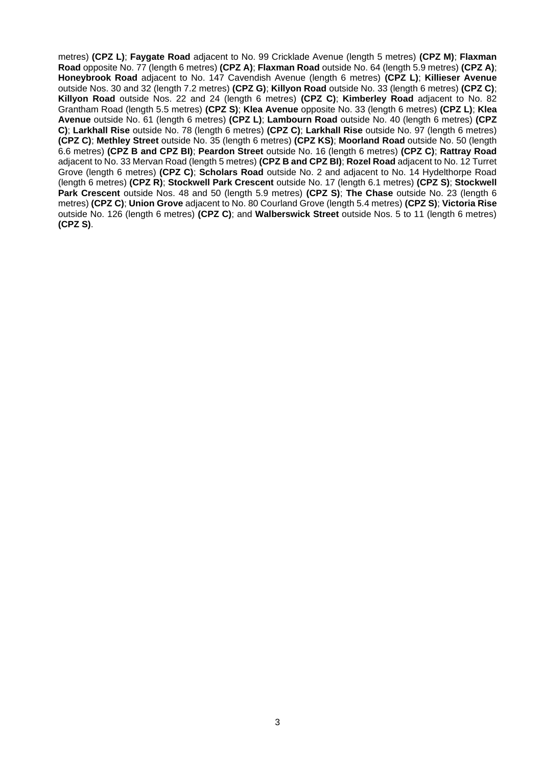metres) **(CPZ L)**; **Faygate Road** adjacent to No. 99 Cricklade Avenue (length 5 metres) **(CPZ M)**; **Flaxman Road** opposite No. 77 (length 6 metres) **(CPZ A)**; **Flaxman Road** outside No. 64 (length 5.9 metres) **(CPZ A)**; **Honeybrook Road** adjacent to No. 147 Cavendish Avenue (length 6 metres) **(CPZ L)**; **Killieser Avenue** outside Nos. 30 and 32 (length 7.2 metres) **(CPZ G)**; **Killyon Road** outside No. 33 (length 6 metres) **(CPZ C)**; **Killyon Road** outside Nos. 22 and 24 (length 6 metres) **(CPZ C)**; **Kimberley Road** adjacent to No. 82 Grantham Road (length 5.5 metres) **(CPZ S)**; **Klea Avenue** opposite No. 33 (length 6 metres) **(CPZ L)**; **Klea Avenue** outside No. 61 (length 6 metres) **(CPZ L)**; **Lambourn Road** outside No. 40 (length 6 metres) **(CPZ C)**; **Larkhall Rise** outside No. 78 (length 6 metres) **(CPZ C)**; **Larkhall Rise** outside No. 97 (length 6 metres) **(CPZ C)**; **Methley Street** outside No. 35 (length 6 metres) **(CPZ KS)**; **Moorland Road** outside No. 50 (length 6.6 metres) **(CPZ B and CPZ BI)**; **Peardon Street** outside No. 16 (length 6 metres) **(CPZ C)**; **Rattray Road** adjacent to No. 33 Mervan Road (length 5 metres) **(CPZ B and CPZ BI)**; **Rozel Road** adjacent to No. 12 Turret Grove (length 6 metres) **(CPZ C)**; **Scholars Road** outside No. 2 and adjacent to No. 14 Hydelthorpe Road (length 6 metres) **(CPZ R)**; **Stockwell Park Crescent** outside No. 17 (length 6.1 metres) **(CPZ S)**; **Stockwell Park Crescent** outside Nos. 48 and 50 (length 5.9 metres) **(CPZ S)**; **The Chase** outside No. 23 (length 6 metres) **(CPZ C)**; **Union Grove** adjacent to No. 80 Courland Grove (length 5.4 metres) **(CPZ S)**; **Victoria Rise** outside No. 126 (length 6 metres) **(CPZ C)**; and **Walberswick Street** outside Nos. 5 to 11 (length 6 metres) **(CPZ S)**.